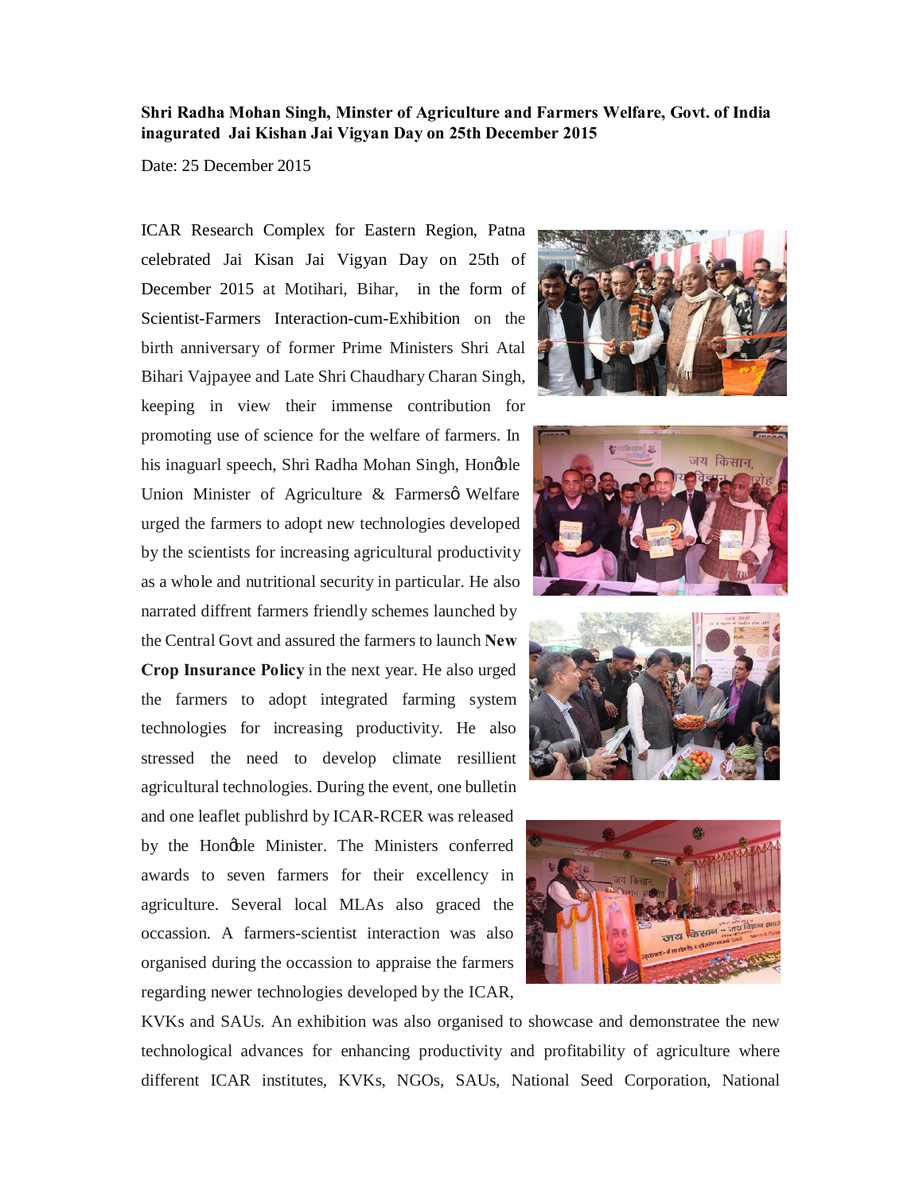**Shri Radha Mohan Singh, Minster of Agriculture and Farmers Welfare, Govt. of India inagurated Jai Kishan Jai Vigyan Day on 25th December 2015**

Date: 25 December 2015

ICAR Research Complex for Eastern Region, Patna celebrated Jai Kisan Jai Vigyan Day on 25th of December 2015 at Motihari, Bihar, in the form of Scientist-Farmers Interaction-cum-Exhibition on the birth anniversary of former Prime Ministers Shri Atal Bihari Vajpayee and Late Shri Chaudhary Charan Singh, keeping in view their immense contribution for promoting use of science for the welfare of farmers. In his inaguarl speech, Shri Radha Mohan Singh, Honøble Union Minister of Agriculture & Farmersø Welfare urged the farmers to adopt new technologies developed by the scientists for increasing agricultural productivity as a whole and nutritional security in particular. He also narrated diffrent farmers friendly schemes launched by the Central Govt and assured the farmers to launch **New Crop Insurance Policy** in the next year. He also urged the farmers to adopt integrated farming system technologies for increasing productivity. He also stressed the need to develop climate resillient agricultural technologies. During the event, one bulletin and one leaflet publishrd by ICAR-RCER was released by the Honøble Minister. The Ministers conferred awards to seven farmers for their excellency in agriculture. Several local MLAs also graced the occassion. A farmers-scientist interaction was also organised during the occassion to appraise the farmers regarding newer technologies developed by the ICAR, KVKs and SAUs. An exhibition was also organised to showcase and demonstratee the new technological advances for enhancing productivity and profitability of agriculture where different ICAR institutes, KVKs, NGOs, SAUs, National Seed Corporation, National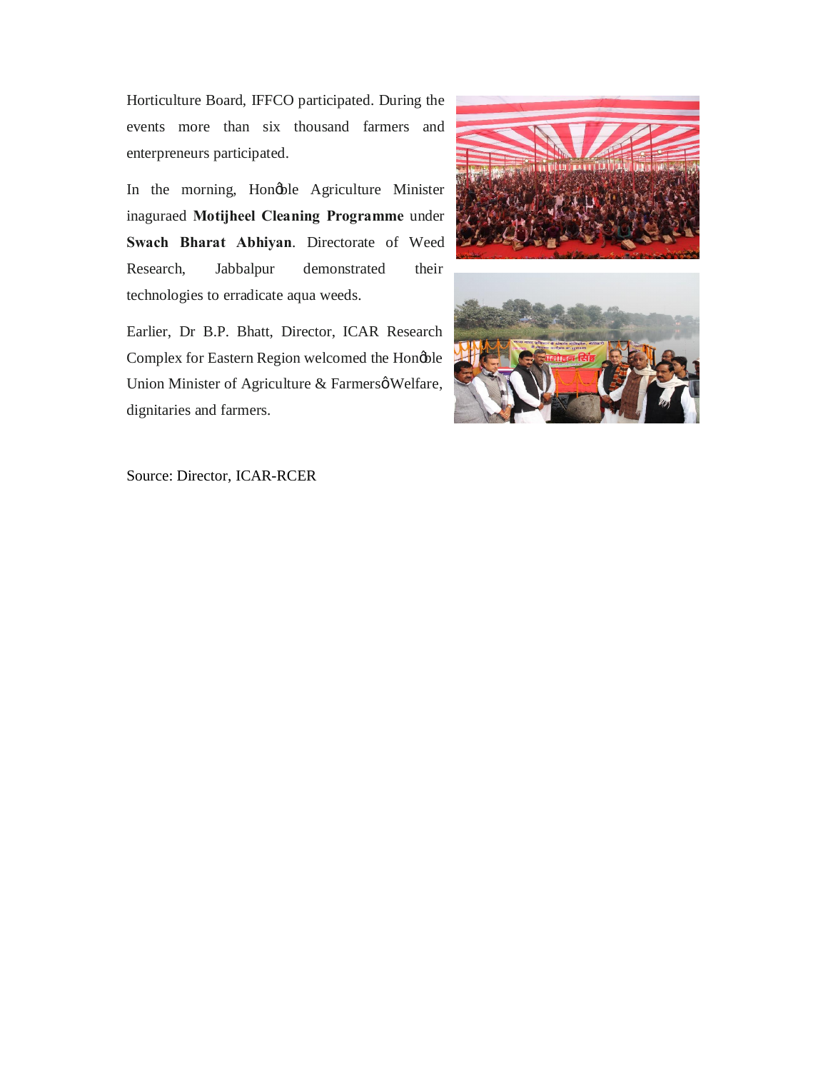Horticulture Board, IFFCO participated. During the events more than six thousand farmers and enterpreneurs participated.

In the morning, Honøble Agriculture Minister inaguraed **Motijheel Cleaning Programme** under **Swach Bharat Abhiyan**. Directorate of Weed Research, Jabbalpur demonstrated their technologies to erradicate aqua weeds.

Earlier, Dr B.P. Bhatt, Director, ICAR Research Complex for Eastern Region welcomed the Honøble Union Minister of Agriculture & Farmersø Welfare, dignitaries and farmers.

Source: Director, ICAR-RCER